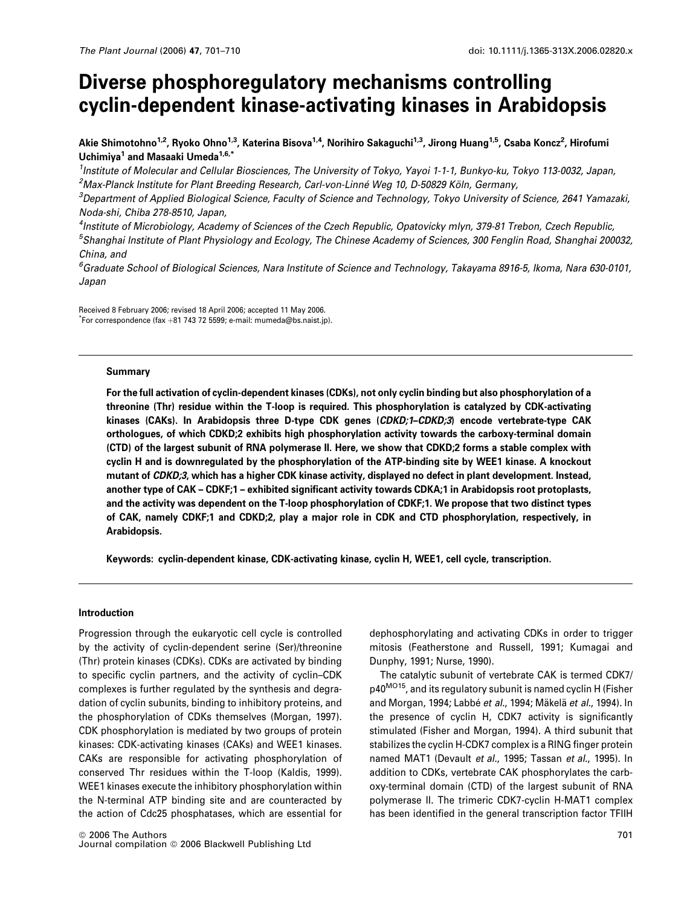# Diverse phosphoregulatory mechanisms controlling cyclin-dependent kinase-activating kinases in Arabidopsis

Akie Shimotohno[1,2], Ryoko Ohno[1,3], Katerina Bisova[1,4], Norihiro Sakaguchi[1,3], Jirong Huang[1,5], Csaba Koncz[2], Hirofumi Uchimiya[1] and Masaaki Umeda[1,6,*]

[1]Institute of Molecular and Cellular Biosciences, The University of Tokyo, Yayoi 1-1-1, Bunkyo-ku, Tokyo 113-0032, Japan,
[2]Max-Planck Institute for Plant Breeding Research, Carl-von-Linné Weg 10, D-50829 Köln, Germany,
[3]Department of Applied Biological Science, Faculty of Science and Technology, Tokyo University of Science, 2641 Yamazaki, Noda-shi, Chiba 278-8510, Japan,
[4]Institute of Microbiology, Academy of Sciences of the Czech Republic, Opatovicky mlyn, 379-81 Trebon, Czech Republic,
[5]Shanghai Institute of Plant Physiology and Ecology, The Chinese Academy of Sciences, 300 Fenglin Road, Shanghai 200032, China, and
[6]Graduate School of Biological Sciences, Nara Institute of Science and Technology, Takayama 8916-5, Ikoma, Nara 630-0101, Japan

Received 8 February 2006; revised 18 April 2006; accepted 11 May 2006.
*For correspondence (fax +81 743 72 5599; e-mail: mumeda@bs.naist.jp).

## Summary

**For the full activation of cyclin-dependent kinases (CDKs), not only cyclin binding but also phosphorylation of a threonine (Thr) residue within the T-loop is required. This phosphorylation is catalyzed by CDK-activating kinases (CAKs). In Arabidopsis three D-type CDK genes (*CDKD;1–CDKD;3*) encode vertebrate-type CAK orthologues, of which CDKD;2 exhibits high phosphorylation activity towards the carboxy-terminal domain (CTD) of the largest subunit of RNA polymerase II. Here, we show that CDKD;2 forms a stable complex with cyclin H and is downregulated by the phosphorylation of the ATP-binding site by WEE1 kinase. A knockout mutant of *CDKD;3*, which has a higher CDK kinase activity, displayed no defect in plant development. Instead, another type of CAK – CDKF;1 – exhibited significant activity towards CDKA;1 in Arabidopsis root protoplasts, and the activity was dependent on the T-loop phosphorylation of CDKF;1. We propose that two distinct types of CAK, namely CDKF;1 and CDKD;2, play a major role in CDK and CTD phosphorylation, respectively, in Arabidopsis.**

**Keywords: cyclin-dependent kinase, CDK-activating kinase, cyclin H, WEE1, cell cycle, transcription.**

## Introduction

Progression through the eukaryotic cell cycle is controlled by the activity of cyclin-dependent serine (Ser)/threonine (Thr) protein kinases (CDKs). CDKs are activated by binding to specific cyclin partners, and the activity of cyclin–CDK complexes is further regulated by the synthesis and degradation of cyclin subunits, binding to inhibitory proteins, and the phosphorylation of CDKs themselves (Morgan, 1997). CDK phosphorylation is mediated by two groups of protein kinases: CDK-activating kinases (CAKs) and WEE1 kinases. CAKs are responsible for activating phosphorylation of conserved Thr residues within the T-loop (Kaldis, 1999). WEE1 kinases execute the inhibitory phosphorylation within the N-terminal ATP binding site and are counteracted by the action of Cdc25 phosphatases, which are essential for dephosphorylating and activating CDKs in order to trigger mitosis (Featherstone and Russell, 1991; Kumagai and Dunphy, 1991; Nurse, 1990).

The catalytic subunit of vertebrate CAK is termed CDK7/p40$^{MO15}$, and its regulatory subunit is named cyclin H (Fisher and Morgan, 1994; Labbé *et al.*, 1994; Mäkelä *et al.*, 1994). In the presence of cyclin H, CDK7 activity is significantly stimulated (Fisher and Morgan, 1994). A third subunit that stabilizes the cyclin H-CDK7 complex is a RING finger protein named MAT1 (Devault *et al.*, 1995; Tassan *et al.*, 1995). In addition to CDKs, vertebrate CAK phosphorylates the carboxy-terminal domain (CTD) of the largest subunit of RNA polymerase II. The trimeric CDK7-cyclin H-MAT1 complex has been identified in the general transcription factor TFIIH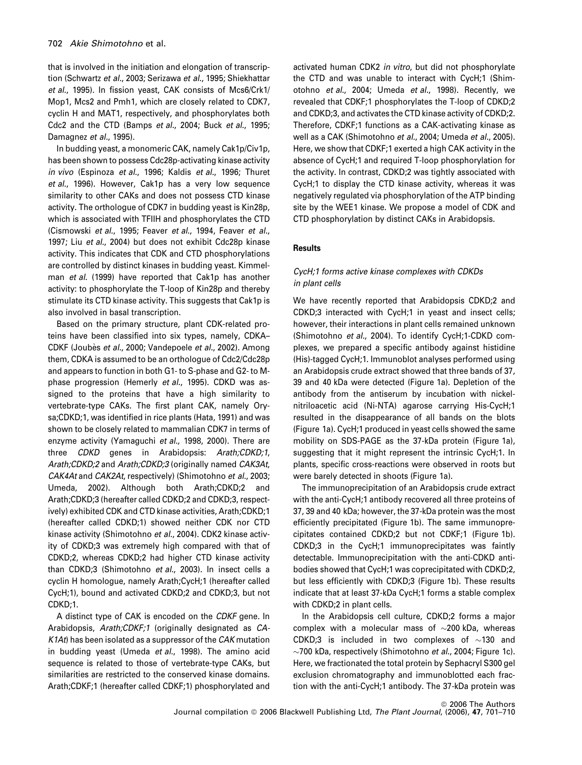that is involved in the initiation and elongation of transcription (Schwartz *et al.*, 2003; Serizawa *et al.*, 1995; Shiekhattar *et al.*, 1995). In fission yeast, CAK consists of Mcs6/Crk1/Mop1, Mcs2 and Pmh1, which are closely related to CDK7, cyclin H and MAT1, respectively, and phosphorylates both Cdc2 and the CTD (Bamps *et al.*, 2004; Buck *et al.*, 1995; Damagnez *et al.*, 1995).

In budding yeast, a monomeric CAK, namely Cak1p/Civ1p, has been shown to possess Cdc28p-activating kinase activity *in vivo* (Espinoza *et al.*, 1996; Kaldis *et al.*, 1996; Thuret *et al.*, 1996). However, Cak1p has a very low sequence similarity to other CAKs and does not possess CTD kinase activity. The orthologue of CDK7 in budding yeast is Kin28p, which is associated with TFIIH and phosphorylates the CTD (Cismowski *et al.*, 1995; Feaver *et al.*, 1994, Feaver *et al.*, 1997; Liu *et al.*, 2004) but does not exhibit Cdc28p kinase activity. This indicates that CDK and CTD phosphorylations are controlled by distinct kinases in budding yeast. Kimmelman *et al.* (1999) have reported that Cak1p has another activity: to phosphorylate the T-loop of Kin28p and thereby stimulate its CTD kinase activity. This suggests that Cak1p is also involved in basal transcription.

Based on the primary structure, plant CDK-related proteins have been classified into six types, namely, CDKA–CDKF (Joubès *et al.*, 2000; Vandepoele *et al.*, 2002). Among them, CDKA is assumed to be an orthologue of Cdc2/Cdc28p and appears to function in both G1- to S-phase and G2- to M-phase progression (Hemerly *et al.*, 1995). CDKD was assigned to the proteins that have a high similarity to vertebrate-type CAKs. The first plant CAK, namely Orysa;CDKD;1, was identified in rice plants (Hata, 1991) and was shown to be closely related to mammalian CDK7 in terms of enzyme activity (Yamaguchi *et al.*, 1998, 2000). There are three *CDKD* genes in Arabidopsis: *Arath;CDKD;1*, *Arath;CDKD;2* and *Arath;CDKD;3* (originally named *CAK3At*, *CAK4At* and *CAK2At*, respectively) (Shimotohno *et al.*, 2003; Umeda, 2002). Although both Arath;CDKD;2 and Arath;CDKD;3 (hereafter called CDKD;2 and CDKD;3, respectively) exhibited CDK and CTD kinase activities, Arath;CDKD;1 (hereafter called CDKD;1) showed neither CDK nor CTD kinase activity (Shimotohno *et al.*, 2004). CDK2 kinase activity of CDKD;3 was extremely high compared with that of CDKD;2, whereas CDKD;2 had higher CTD kinase activity than CDKD;3 (Shimotohno *et al.*, 2003). In insect cells a cyclin H homologue, namely Arath;CycH;1 (hereafter called CycH;1), bound and activated CDKD;2 and CDKD;3, but not CDKD;1.

A distinct type of CAK is encoded on the *CDKF* gene. In Arabidopsis, *Arath;CDKF;1* (originally designated as *CAK1At*) has been isolated as a suppressor of the *CAK* mutation in budding yeast (Umeda *et al.*, 1998). The amino acid sequence is related to those of vertebrate-type CAKs, but similarities are restricted to the conserved kinase domains. Arath;CDKF;1 (hereafter called CDKF;1) phosphorylated and activated human CDK2 *in vitro*, but did not phosphorylate the CTD and was unable to interact with CycH;1 (Shimotohno *et al.*, 2004; Umeda *et al.*, 1998). Recently, we revealed that CDKF;1 phosphorylates the T-loop of CDKD;2 and CDKD;3, and activates the CTD kinase activity of CDKD;2. Therefore, CDKF;1 functions as a CAK-activating kinase as well as a CAK (Shimotohno *et al.*, 2004; Umeda *et al.*, 2005). Here, we show that CDKF;1 exerted a high CAK activity in the absence of CycH;1 and required T-loop phosphorylation for the activity. In contrast, CDKD;2 was tightly associated with CycH;1 to display the CTD kinase activity, whereas it was negatively regulated via phosphorylation of the ATP binding site by the WEE1 kinase. We propose a model of CDK and CTD phosphorylation by distinct CAKs in Arabidopsis.

## Results

### CycH;1 forms active kinase complexes with CDKDs in plant cells

We have recently reported that Arabidopsis CDKD;2 and CDKD;3 interacted with CycH;1 in yeast and insect cells; however, their interactions in plant cells remained unknown (Shimotohno *et al.*, 2004). To identify CycH;1-CDKD complexes, we prepared a specific antibody against histidine (His)-tagged CycH;1. Immunoblot analyses performed using an Arabidopsis crude extract showed that three bands of 37, 39 and 40 kDa were detected (Figure 1a). Depletion of the antibody from the antiserum by incubation with nickel-nitriloacetic acid (Ni-NTA) agarose carrying His-CycH;1 resulted in the disappearance of all bands on the blots (Figure 1a). CycH;1 produced in yeast cells showed the same mobility on SDS-PAGE as the 37-kDa protein (Figure 1a), suggesting that it might represent the intrinsic CycH;1. In plants, specific cross-reactions were observed in roots but were barely detected in shoots (Figure 1a).

The immunoprecipitation of an Arabidopsis crude extract with the anti-CycH;1 antibody recovered all three proteins of 37, 39 and 40 kDa; however, the 37-kDa protein was the most efficiently precipitated (Figure 1b). The same immunoprecipitates contained CDKD;2 but not CDKF;1 (Figure 1b). CDKD;3 in the CycH;1 immunoprecipitates was faintly detectable. Immunoprecipitation with the anti-CDKD antibodies showed that CycH;1 was coprecipitated with CDKD;2, but less efficiently with CDKD;3 (Figure 1b). These results indicate that at least 37-kDa CycH;1 forms a stable complex with CDKD;2 in plant cells.

In the Arabidopsis cell culture, CDKD;2 forms a major complex with a molecular mass of ~200 kDa, whereas CDKD;3 is included in two complexes of ~130 and ~700 kDa, respectively (Shimotohno *et al.*, 2004; Figure 1c). Here, we fractionated the total protein by Sephacryl S300 gel exclusion chromatography and immunoblotted each fraction with the anti-CycH;1 antibody. The 37-kDa protein was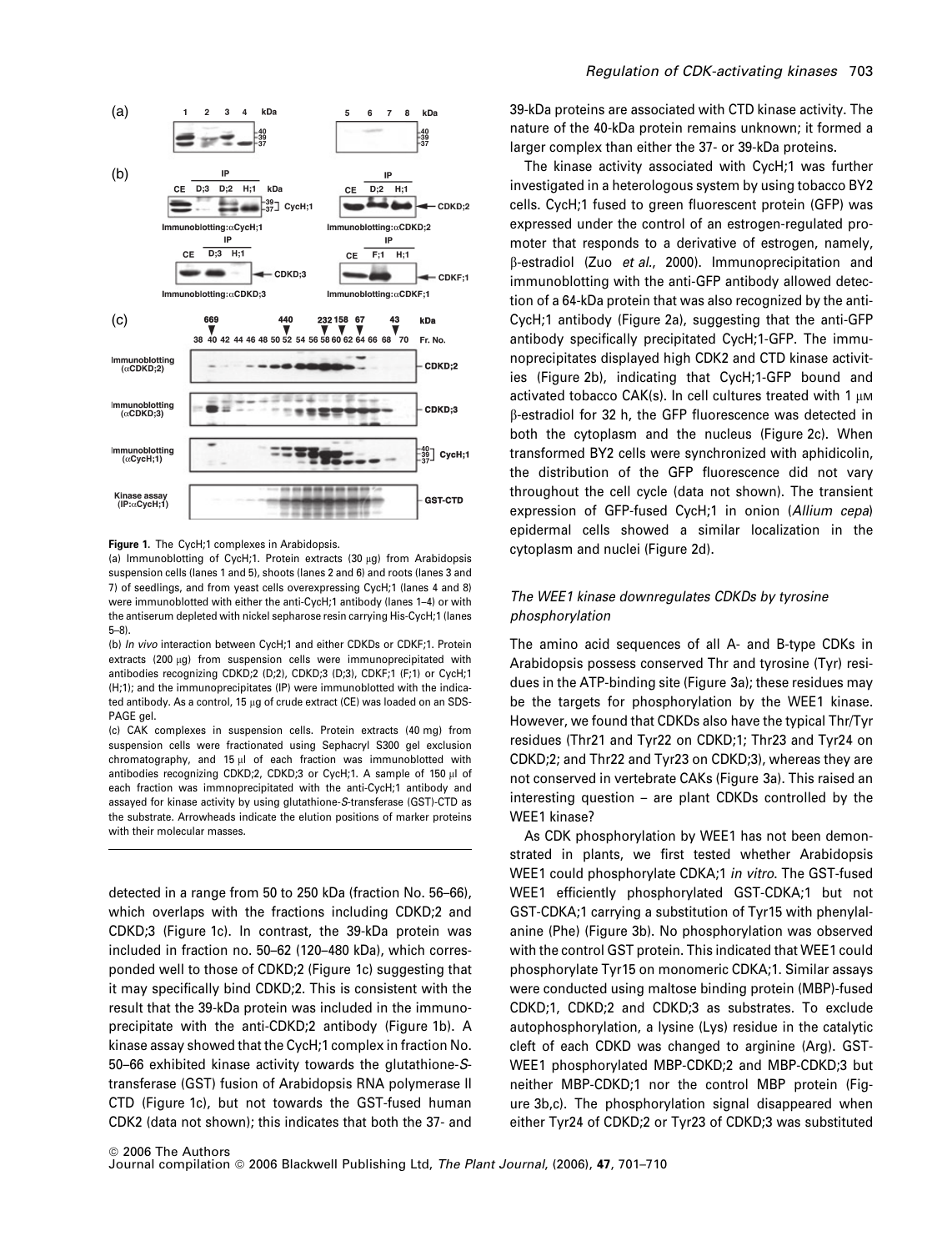**Figure 1.** The CycH;1 complexes in Arabidopsis.

(a) Immunoblotting of CycH;1. Protein extracts (30 μg) from Arabidopsis suspension cells (lanes 1 and 5), shoots (lanes 2 and 6) and roots (lanes 3 and 7) of seedlings, and from yeast cells overexpressing CycH;1 (lanes 4 and 8) were immunoblotted with either the anti-CycH;1 antibody (lanes 1–4) or with the antiserum depleted with nickel sepharose resin carrying His-CycH;1 (lanes 5–8).

(b) *In vivo* interaction between CycH;1 and either CDKDs or CDKF;1. Protein extracts (200 μg) from suspension cells were immunoprecipitated with antibodies recognizing CDKD;2 (D;2), CDKD;3 (D;3), CDKF;1 (F;1) or CycH;1 (H;1); and the immunoprecipitates (IP) were immunoblotted with the indicated antibody. As a control, 15 μg of crude extract (CE) was loaded on an SDS-PAGE gel.

(c) CAK complexes in suspension cells. Protein extracts (40 mg) from suspension cells were fractionated using Sephacryl S300 gel exclusion chromatography, and 15 μl of each fraction was immunoblotted with antibodies recognizing CDKD;2, CDKD;3 or CycH;1. A sample of 150 μl of each fraction was immnoprecipitated with the anti-CycH;1 antibody and assayed for kinase activity by using glutathione-*S*-transferase (GST)-CTD as the substrate. Arrowheads indicate the elution positions of marker proteins with their molecular masses.

detected in a range from 50 to 250 kDa (fraction No. 56–66), which overlaps with the fractions including CDKD;2 and CDKD;3 (Figure 1c). In contrast, the 39-kDa protein was included in fraction no. 50–62 (120–480 kDa), which corresponded well to those of CDKD;2 (Figure 1c) suggesting that it may specifically bind CDKD;2. This is consistent with the result that the 39-kDa protein was included in the immunoprecipitate with the anti-CDKD;2 antibody (Figure 1b). A kinase assay showed that the CycH;1 complex in fraction No. 50–66 exhibited kinase activity towards the glutathione-*S*-transferase (GST) fusion of Arabidopsis RNA polymerase II CTD (Figure 1c), but not towards the GST-fused human CDK2 (data not shown); this indicates that both the 37- and 39-kDa proteins are associated with CTD kinase activity. The nature of the 40-kDa protein remains unknown; it formed a larger complex than either the 37- or 39-kDa proteins.

The kinase activity associated with CycH;1 was further investigated in a heterologous system by using tobacco BY2 cells. CycH;1 fused to green fluorescent protein (GFP) was expressed under the control of an estrogen-regulated promoter that responds to a derivative of estrogen, namely, β-estradiol (Zuo *et al.*, 2000). Immunoprecipitation and immunoblotting with the anti-GFP antibody allowed detection of a 64-kDa protein that was also recognized by the anti-CycH;1 antibody (Figure 2a), suggesting that the anti-GFP antibody specifically precipitated CycH;1-GFP. The immunoprecipitates displayed high CDK2 and CTD kinase activities (Figure 2b), indicating that CycH;1-GFP bound and activated tobacco CAK(s). In cell cultures treated with 1 μM β-estradiol for 32 h, the GFP fluorescence was detected in both the cytoplasm and the nucleus (Figure 2c). When transformed BY2 cells were synchronized with aphidicolin, the distribution of the GFP fluorescence did not vary throughout the cell cycle (data not shown). The transient expression of GFP-fused CycH;1 in onion (*Allium cepa*) epidermal cells showed a similar localization in the cytoplasm and nuclei (Figure 2d).

### The WEE1 kinase downregulates CDKDs by tyrosine phosphorylation

The amino acid sequences of all A- and B-type CDKs in Arabidopsis possess conserved Thr and tyrosine (Tyr) residues in the ATP-binding site (Figure 3a); these residues may be the targets for phosphorylation by the WEE1 kinase. However, we found that CDKDs also have the typical Thr/Tyr residues (Thr21 and Tyr22 on CDKD;1; Thr23 and Tyr24 on CDKD;2; and Thr22 and Tyr23 on CDKD;3), whereas they are not conserved in vertebrate CAKs (Figure 3a). This raised an interesting question – are plant CDKDs controlled by the WEE1 kinase?

As CDK phosphorylation by WEE1 has not been demonstrated in plants, we first tested whether Arabidopsis WEE1 could phosphorylate CDKA;1 *in vitro*. The GST-fused WEE1 efficiently phosphorylated GST-CDKA;1 but not GST-CDKA;1 carrying a substitution of Tyr15 with phenylalanine (Phe) (Figure 3b). No phosphorylation was observed with the control GST protein. This indicated that WEE1 could phosphorylate Tyr15 on monomeric CDKA;1. Similar assays were conducted using maltose binding protein (MBP)-fused CDKD;1, CDKD;2 and CDKD;3 as substrates. To exclude autophosphorylation, a lysine (Lys) residue in the catalytic cleft of each CDKD was changed to arginine (Arg). GST-WEE1 phosphorylated MBP-CDKD;2 and MBP-CDKD;3 but neither MBP-CDKD;1 nor the control MBP protein (Figure 3b,c). The phosphorylation signal disappeared when either Tyr24 of CDKD;2 or Tyr23 of CDKD;3 was substituted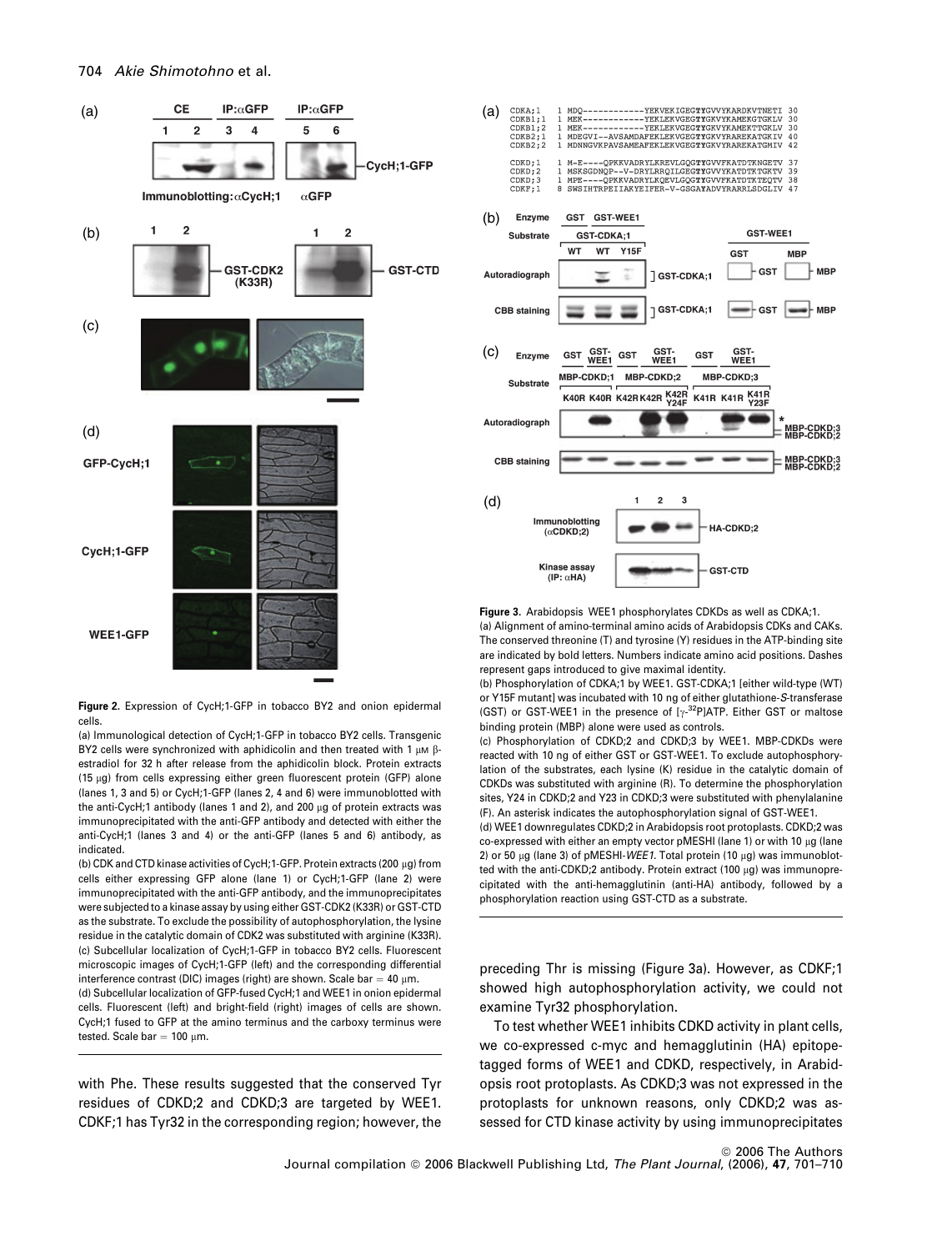**Figure 2.** Expression of CycH;1-GFP in tobacco BY2 and onion epidermal cells.

(a) Immunological detection of CycH;1-GFP in tobacco BY2 cells. Transgenic BY2 cells were synchronized with aphidicolin and then treated with 1 μM β-estradiol for 32 h after release from the aphidicolin block. Protein extracts (15 μg) from cells expressing either green fluorescent protein (GFP) alone (lanes 1, 3 and 5) or CycH;1-GFP (lanes 2, 4 and 6) were immunoblotted with the anti-CycH;1 antibody (lanes 1 and 2), and 200 μg of protein extracts was immunoprecipitated with the anti-GFP antibody and detected with either the anti-CycH;1 (lanes 3 and 4) or the anti-GFP (lanes 5 and 6) antibody, as indicated.

(b) CDK and CTD kinase activities of CycH;1-GFP. Protein extracts (200 μg) from cells either expressing GFP alone (lane 1) or CycH;1-GFP (lane 2) were immunoprecipitated with the anti-GFP antibody, and the immunoprecipitates were subjected to a kinase assay by using either GST-CDK2 (K33R) or GST-CTD as the substrate. To exclude the possibility of autophosphorylation, the lysine residue in the catalytic domain of CDK2 was substituted with arginine (K33R).

(c) Subcellular localization of CycH;1-GFP in tobacco BY2 cells. Fluorescent microscopic images of CycH;1-GFP (left) and the corresponding differential interference contrast (DIC) images (right) are shown. Scale bar = 40 μm.

(d) Subcellular localization of GFP-fused CycH;1 and WEE1 in onion epidermal cells. Fluorescent (left) and bright-field (right) images of cells are shown. CycH;1 fused to GFP at the amino terminus and the carboxy terminus were tested. Scale bar = 100 μm.

**Figure 3.** Arabidopsis WEE1 phosphorylates CDKDs as well as CDKA;1.

(a) Alignment of amino-terminal amino acids of Arabidopsis CDKs and CAKs. The conserved threonine (T) and tyrosine (Y) residues in the ATP-binding site are indicated by bold letters. Numbers indicate amino acid positions. Dashes represent gaps introduced to give maximal identity.

(b) Phosphorylation of CDKA;1 by WEE1. GST-CDKA;1 [either wild-type (WT) or Y15F mutant] was incubated with 10 ng of either glutathione-*S*-transferase (GST) or GST-WEE1 in the presence of [γ-$^{32}$P]ATP. Either GST or maltose binding protein (MBP) alone were used as controls.

(c) Phosphorylation of CDKD;2 and CDKD;3 by WEE1. MBP-CDKDs were reacted with 10 ng of either GST or GST-WEE1. To exclude autophosphorylation of the substrates, each lysine (K) residue in the catalytic domain of CDKDs was substituted with arginine (R). To determine the phosphorylation sites, Y24 in CDKD;2 and Y23 in CDKD;3 were substituted with phenylalanine (F). An asterisk indicates the autophosphorylation signal of GST-WEE1.

(d) WEE1 downregulates CDKD;2 in Arabidopsis root protoplasts. CDKD;2 was co-expressed with either an empty vector pMESHI (lane 1) or with 10 μg (lane 2) or 50 μg (lane 3) of pMESHI-*WEE1*. Total protein (10 μg) was immunoblotted with the anti-CDKD;2 antibody. Protein extract (100 μg) was immunoprecipitated with the anti-hemagglutinin (anti-HA) antibody, followed by a phosphorylation reaction using GST-CTD as a substrate.

with Phe. These results suggested that the conserved Tyr residues of CDKD;2 and CDKD;3 are targeted by WEE1. CDKF;1 has Tyr32 in the corresponding region; however, the preceding Thr is missing (Figure 3a). However, as CDKF;1 showed high autophosphorylation activity, we could not examine Tyr32 phosphorylation.

To test whether WEE1 inhibits CDKD activity in plant cells, we co-expressed c-myc and hemagglutinin (HA) epitope-tagged forms of WEE1 and CDKD, respectively, in Arabidopsis root protoplasts. As CDKD;3 was not expressed in the protoplasts for unknown reasons, only CDKD;2 was assessed for CTD kinase activity by using immunoprecipitates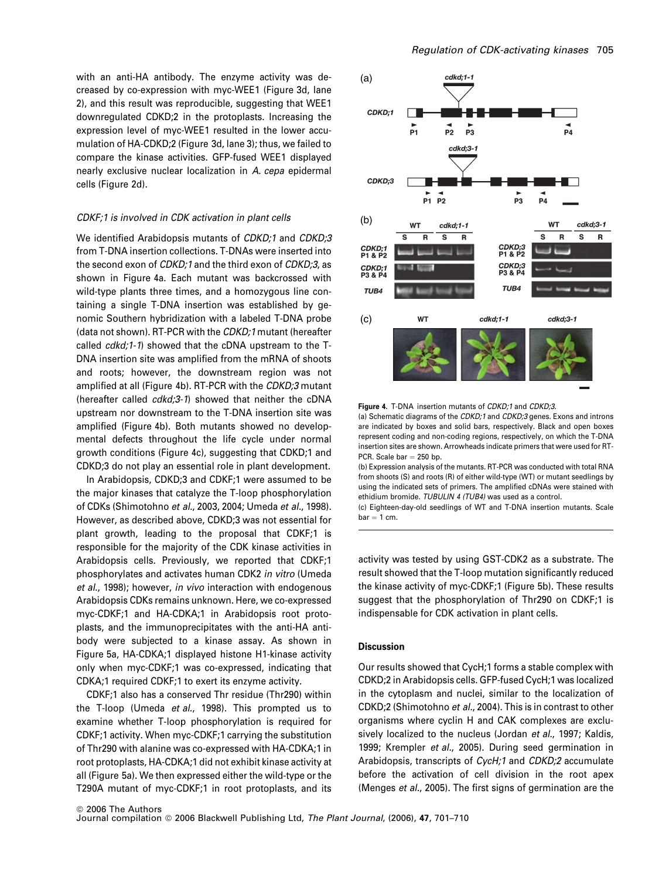with an anti-HA antibody. The enzyme activity was decreased by co-expression with myc-WEE1 (Figure 3d, lane 2), and this result was reproducible, suggesting that WEE1 downregulated CDKD;2 in the protoplasts. Increasing the expression level of myc-WEE1 resulted in the lower accumulation of HA-CDKD;2 (Figure 3d, lane 3); thus, we failed to compare the kinase activities. GFP-fused WEE1 displayed nearly exclusive nuclear localization in *A. cepa* epidermal cells (Figure 2d).

### *CDKF;1 is involved in CDK activation in plant cells*

We identified Arabidopsis mutants of *CDKD;1* and *CDKD;3* from T-DNA insertion collections. T-DNAs were inserted into the second exon of *CDKD;1* and the third exon of *CDKD;3*, as shown in Figure 4a. Each mutant was backcrossed with wild-type plants three times, and a homozygous line containing a single T-DNA insertion was established by genomic Southern hybridization with a labeled T-DNA probe (data not shown). RT-PCR with the *CDKD;1* mutant (hereafter called *cdkd;1-1*) showed that the cDNA upstream to the T-DNA insertion site was amplified from the mRNA of shoots and roots; however, the downstream region was not amplified at all (Figure 4b). RT-PCR with the *CDKD;3* mutant (hereafter called *cdkd;3-1*) showed that neither the cDNA upstream nor downstream to the T-DNA insertion site was amplified (Figure 4b). Both mutants showed no developmental defects throughout the life cycle under normal growth conditions (Figure 4c), suggesting that CDKD;1 and CDKD;3 do not play an essential role in plant development.

In Arabidopsis, CDKD;3 and CDKF;1 were assumed to be the major kinases that catalyze the T-loop phosphorylation of CDKs (Shimotohno *et al.*, 2003, 2004; Umeda *et al.*, 1998). However, as described above, CDKD;3 was not essential for plant growth, leading to the proposal that CDKF;1 is responsible for the majority of the CDK kinase activities in Arabidopsis cells. Previously, we reported that CDKF;1 phosphorylates and activates human CDK2 *in vitro* (Umeda *et al.*, 1998); however, *in vivo* interaction with endogenous Arabidopsis CDKs remains unknown. Here, we co-expressed myc-CDKF;1 and HA-CDKA;1 in Arabidopsis root protoplasts, and the immunoprecipitates with the anti-HA antibody were subjected to a kinase assay. As shown in Figure 5a, HA-CDKA;1 displayed histone H1-kinase activity only when myc-CDKF;1 was co-expressed, indicating that CDKA;1 required CDKF;1 to exert its enzyme activity.

CDKF;1 also has a conserved Thr residue (Thr290) within the T-loop (Umeda *et al.*, 1998). This prompted us to examine whether T-loop phosphorylation is required for CDKF;1 activity. When myc-CDKF;1 carrying the substitution of Thr290 with alanine was co-expressed with HA-CDKA;1 in root protoplasts, HA-CDKA;1 did not exhibit kinase activity at all (Figure 5a). We then expressed either the wild-type or the T290A mutant of myc-CDKF;1 in root protoplasts, and its activity was tested by using GST-CDK2 as a substrate. The result showed that the T-loop mutation significantly reduced the kinase activity of myc-CDKF;1 (Figure 5b). These results suggest that the phosphorylation of Thr290 on CDKF;1 is indispensable for CDK activation in plant cells.

**Figure 4.** T-DNA insertion mutants of *CDKD;1* and *CDKD;3*.
(a) Schematic diagrams of the *CDKD;1* and *CDKD;3* genes. Exons and introns are indicated by boxes and solid bars, respectively. Black and open boxes represent coding and non-coding regions, respectively, on which the T-DNA insertion sites are shown. Arrowheads indicate primers that were used for RT-PCR. Scale bar = 250 bp.
(b) Expression analysis of the mutants. RT-PCR was conducted with total RNA from shoots (S) and roots (R) of either wild-type (WT) or mutant seedlings by using the indicated sets of primers. The amplified cDNAs were stained with ethidium bromide. *TUBULIN 4 (TUB4)* was used as a control.
(c) Eighteen-day-old seedlings of WT and T-DNA insertion mutants. Scale bar = 1 cm.

## Discussion

Our results showed that CycH;1 forms a stable complex with CDKD;2 in Arabidopsis cells. GFP-fused CycH;1 was localized in the cytoplasm and nuclei, similar to the localization of CDKD;2 (Shimotohno *et al.*, 2004). This is in contrast to other organisms where cyclin H and CAK complexes are exclusively localized to the nucleus (Jordan *et al.*, 1997; Kaldis, 1999; Krempler *et al.*, 2005). During seed germination in Arabidopsis, transcripts of *CycH;1* and *CDKD;2* accumulate before the activation of cell division in the root apex (Menges *et al.*, 2005). The first signs of germination are the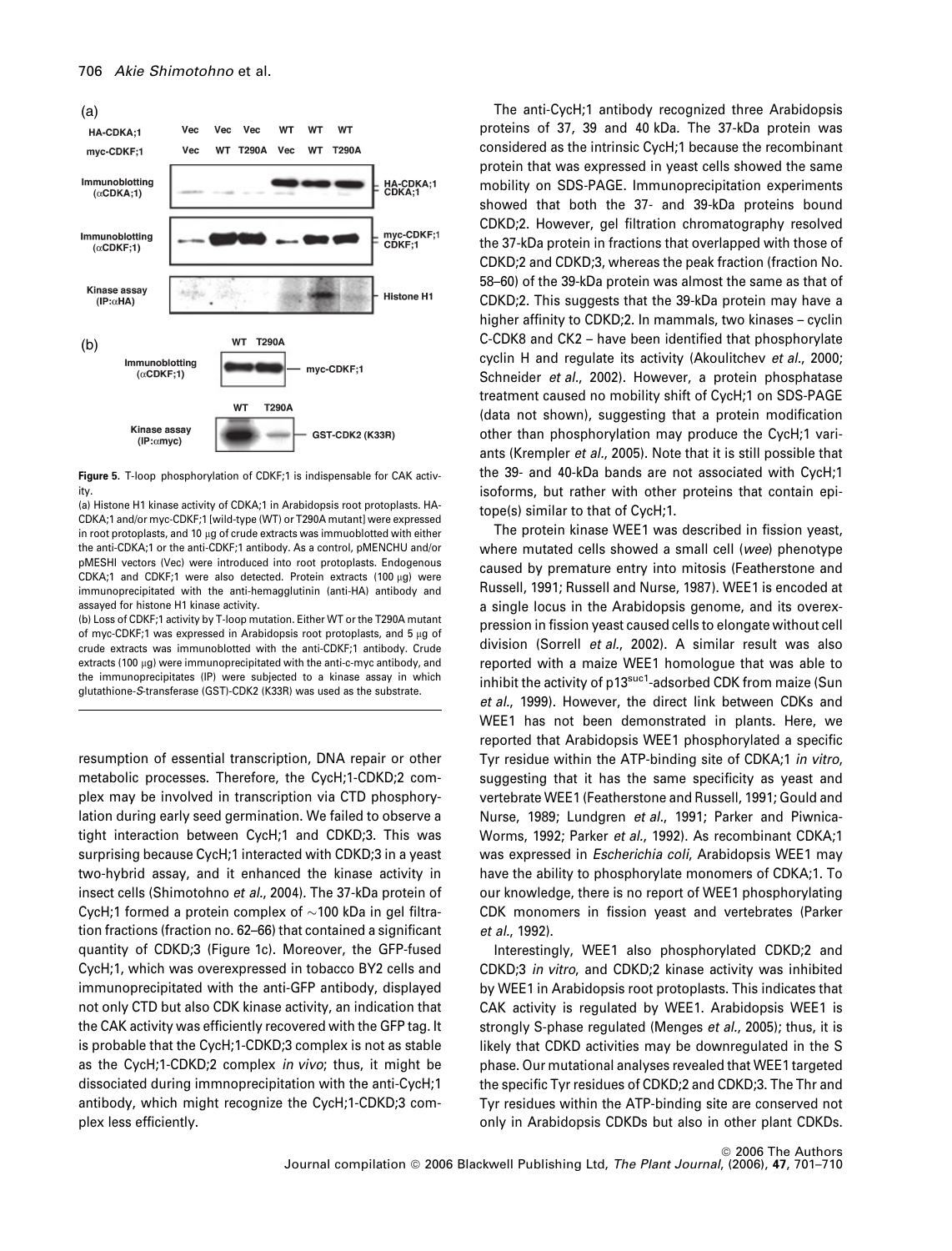**Figure 5.** T-loop phosphorylation of CDKF;1 is indispensable for CAK activity.

(a) Histone H1 kinase activity of CDKA;1 in Arabidopsis root protoplasts. HA-CDKA;1 and/or myc-CDKF;1 [wild-type (WT) or T290A mutant] were expressed in root protoplasts, and 10 μg of crude extracts was immuoblotted with either the anti-CDKA;1 or the anti-CDKF;1 antibody. As a control, pMENCHU and/or pMESHI vectors (Vec) were introduced into root protoplasts. Endogenous CDKA;1 and CDKF;1 were also detected. Protein extracts (100 μg) were immunoprecipitated with the anti-hemagglutinin (anti-HA) antibody and assayed for histone H1 kinase activity.

(b) Loss of CDKF;1 activity by T-loop mutation. Either WT or the T290A mutant of myc-CDKF;1 was expressed in Arabidopsis root protoplasts, and 5 μg of crude extracts was immunoblotted with the anti-CDKF;1 antibody. Crude extracts (100 μg) were immunoprecipitated with the anti-c-myc antibody, and the immunoprecipitates (IP) were subjected to a kinase assay in which glutathione-*S*-transferase (GST)-CDK2 (K33R) was used as the substrate.

resumption of essential transcription, DNA repair or other metabolic processes. Therefore, the CycH;1-CDKD;2 complex may be involved in transcription via CTD phosphorylation during early seed germination. We failed to observe a tight interaction between CycH;1 and CDKD;3. This was surprising because CycH;1 interacted with CDKD;3 in a yeast two-hybrid assay, and it enhanced the kinase activity in insect cells (Shimotohno *et al.*, 2004). The 37-kDa protein of CycH;1 formed a protein complex of ~100 kDa in gel filtration fractions (fraction no. 62–66) that contained a significant quantity of CDKD;3 (Figure 1c). Moreover, the GFP-fused CycH;1, which was overexpressed in tobacco BY2 cells and immunoprecipitated with the anti-GFP antibody, displayed not only CTD but also CDK kinase activity, an indication that the CAK activity was efficiently recovered with the GFP tag. It is probable that the CycH;1-CDKD;3 complex is not as stable as the CycH;1-CDKD;2 complex *in vivo*; thus, it might be dissociated during immnoprecipitation with the anti-CycH;1 antibody, which might recognize the CycH;1-CDKD;3 complex less efficiently.

The anti-CycH;1 antibody recognized three Arabidopsis proteins of 37, 39 and 40 kDa. The 37-kDa protein was considered as the intrinsic CycH;1 because the recombinant protein that was expressed in yeast cells showed the same mobility on SDS-PAGE. Immunoprecipitation experiments showed that both the 37- and 39-kDa proteins bound CDKD;2. However, gel filtration chromatography resolved the 37-kDa protein in fractions that overlapped with those of CDKD;2 and CDKD;3, whereas the peak fraction (fraction No. 58–60) of the 39-kDa protein was almost the same as that of CDKD;2. This suggests that the 39-kDa protein may have a higher affinity to CDKD;2. In mammals, two kinases – cyclin C-CDK8 and CK2 – have been identified that phosphorylate cyclin H and regulate its activity (Akoulitchev *et al.*, 2000; Schneider *et al.*, 2002). However, a protein phosphatase treatment caused no mobility shift of CycH;1 on SDS-PAGE (data not shown), suggesting that a protein modification other than phosphorylation may produce the CycH;1 variants (Krempler *et al.*, 2005). Note that it is still possible that the 39- and 40-kDa bands are not associated with CycH;1 isoforms, but rather with other proteins that contain epitope(s) similar to that of CycH;1.

The protein kinase WEE1 was described in fission yeast, where mutated cells showed a small cell (*wee*) phenotype caused by premature entry into mitosis (Featherstone and Russell, 1991; Russell and Nurse, 1987). WEE1 is encoded at a single locus in the Arabidopsis genome, and its overexpression in fission yeast caused cells to elongate without cell division (Sorrell *et al.*, 2002). A similar result was also reported with a maize WEE1 homologue that was able to inhibit the activity of p13[suc1]-adsorbed CDK from maize (Sun *et al.*, 1999). However, the direct link between CDKs and WEE1 has not been demonstrated in plants. Here, we reported that Arabidopsis WEE1 phosphorylated a specific Tyr residue within the ATP-binding site of CDKA;1 *in vitro*, suggesting that it has the same specificity as yeast and vertebrate WEE1 (Featherstone and Russell, 1991; Gould and Nurse, 1989; Lundgren *et al.*, 1991; Parker and Piwnica-Worms, 1992; Parker *et al.*, 1992). As recombinant CDKA;1 was expressed in *Escherichia coli*, Arabidopsis WEE1 may have the ability to phosphorylate monomers of CDKA;1. To our knowledge, there is no report of WEE1 phosphorylating CDK monomers in fission yeast and vertebrates (Parker *et al.*, 1992).

Interestingly, WEE1 also phosphorylated CDKD;2 and CDKD;3 *in vitro*, and CDKD;2 kinase activity was inhibited by WEE1 in Arabidopsis root protoplasts. This indicates that CAK activity is regulated by WEE1. Arabidopsis WEE1 is strongly S-phase regulated (Menges *et al.*, 2005); thus, it is likely that CDKD activities may be downregulated in the S phase. Our mutational analyses revealed that WEE1 targeted the specific Tyr residues of CDKD;2 and CDKD;3. The Thr and Tyr residues within the ATP-binding site are conserved not only in Arabidopsis CDKDs but also in other plant CDKDs.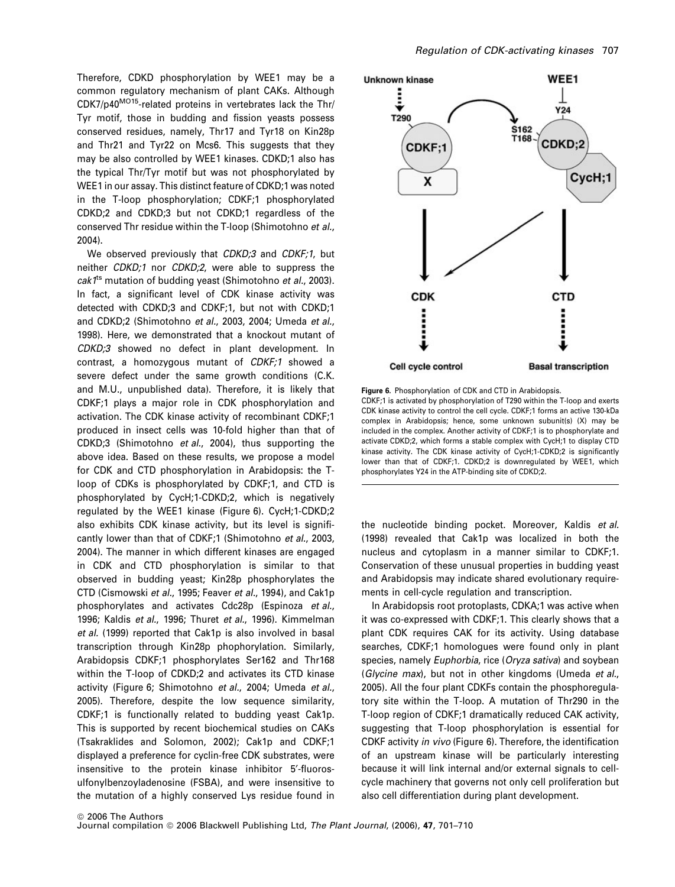Therefore, CDKD phosphorylation by WEE1 may be a common regulatory mechanism of plant CAKs. Although CDK7/p40[MO15]-related proteins in vertebrates lack the Thr/Tyr motif, those in budding and fission yeasts possess conserved residues, namely, Thr17 and Tyr18 on Kin28p and Thr21 and Tyr22 on Mcs6. This suggests that they may be also controlled by WEE1 kinases. CDKD;1 also has the typical Thr/Tyr motif but was not phosphorylated by WEE1 in our assay. This distinct feature of CDKD;1 was noted in the T-loop phosphorylation; CDKF;1 phosphorylated CDKD;2 and CDKD;3 but not CDKD;1 regardless of the conserved Thr residue within the T-loop (Shimotohno *et al.*, 2004).

We observed previously that *CDKD;3* and *CDKF;1*, but neither *CDKD;1* nor *CDKD;2*, were able to suppress the *cak1*[ts] mutation of budding yeast (Shimotohno *et al.*, 2003). In fact, a significant level of CDK kinase activity was detected with CDKD;3 and CDKF;1, but not with CDKD;1 and CDKD;2 (Shimotohno *et al.*, 2003, 2004; Umeda *et al.*, 1998). Here, we demonstrated that a knockout mutant of *CDKD;3* showed no defect in plant development. In contrast, a homozygous mutant of *CDKF;1* showed a severe defect under the same growth conditions (C.K. and M.U., unpublished data). Therefore, it is likely that CDKF;1 plays a major role in CDK phosphorylation and activation. The CDK kinase activity of recombinant CDKF;1 produced in insect cells was 10-fold higher than that of CDKD;3 (Shimotohno *et al.*, 2004), thus supporting the above idea. Based on these results, we propose a model for CDK and CTD phosphorylation in Arabidopsis: the T-loop of CDKs is phosphorylated by CDKF;1, and CTD is phosphorylated by CycH;1-CDKD;2, which is negatively regulated by the WEE1 kinase (Figure 6). CycH;1-CDKD;2 also exhibits CDK kinase activity, but its level is significantly lower than that of CDKF;1 (Shimotohno *et al.*, 2003, 2004). The manner in which different kinases are engaged in CDK and CTD phosphorylation is similar to that observed in budding yeast; Kin28p phosphorylates the CTD (Cismowski *et al.*, 1995; Feaver *et al.*, 1994), and Cak1p phosphorylates and activates Cdc28p (Espinoza *et al.*, 1996; Kaldis *et al.*, 1996; Thuret *et al.*, 1996). Kimmelman *et al.* (1999) reported that Cak1p is also involved in basal transcription through Kin28p phophorylation. Similarly, Arabidopsis CDKF;1 phosphorylates Ser162 and Thr168 within the T-loop of CDKD;2 and activates its CTD kinase activity (Figure 6; Shimotohno *et al.*, 2004; Umeda *et al.*, 2005). Therefore, despite the low sequence similarity, CDKF;1 is functionally related to budding yeast Cak1p. This is supported by recent biochemical studies on CAKs (Tsakraklides and Solomon, 2002); Cak1p and CDKF;1 displayed a preference for cyclin-free CDK substrates, were insensitive to the protein kinase inhibitor 5′-fluorosulfonylbenzoyladenosine (FSBA), and were insensitive to the mutation of a highly conserved Lys residue found in the nucleotide binding pocket. Moreover, Kaldis *et al.* (1998) revealed that Cak1p was localized in both the nucleus and cytoplasm in a manner similar to CDKF;1. Conservation of these unusual properties in budding yeast and Arabidopsis may indicate shared evolutionary requirements in cell-cycle regulation and transcription.

**Figure 6.** Phosphorylation of CDK and CTD in Arabidopsis.
CDKF;1 is activated by phosphorylation of T290 within the T-loop and exerts CDK kinase activity to control the cell cycle. CDKF;1 forms an active 130-kDa complex in Arabidopsis; hence, some unknown subunit(s) (X) may be included in the complex. Another activity of CDKF;1 is to phosphorylate and activate CDKD;2, which forms a stable complex with CycH;1 to display CTD kinase activity. The CDK kinase activity of CycH;1-CDKD;2 is significantly lower than that of CDKF;1. CDKD;2 is downregulated by WEE1, which phosphorylates Y24 in the ATP-binding site of CDKD;2.

In Arabidopsis root protoplasts, CDKA;1 was active when it was co-expressed with CDKF;1. This clearly shows that a plant CDK requires CAK for its activity. Using database searches, CDKF;1 homologues were found only in plant species, namely *Euphorbia*, rice (*Oryza sativa*) and soybean (*Glycine max*), but not in other kingdoms (Umeda *et al.*, 2005). All the four plant CDKFs contain the phosphoregulatory site within the T-loop region of CDKF;1. A mutation of Thr290 in the T-loop region of CDKF;1 dramatically reduced CAK activity, suggesting that T-loop phosphorylation is essential for CDKF activity *in vivo* (Figure 6). Therefore, the identification of an upstream kinase will be particularly interesting because it will link internal and/or external signals to cell-cycle machinery that governs not only cell proliferation but also cell differentiation during plant development.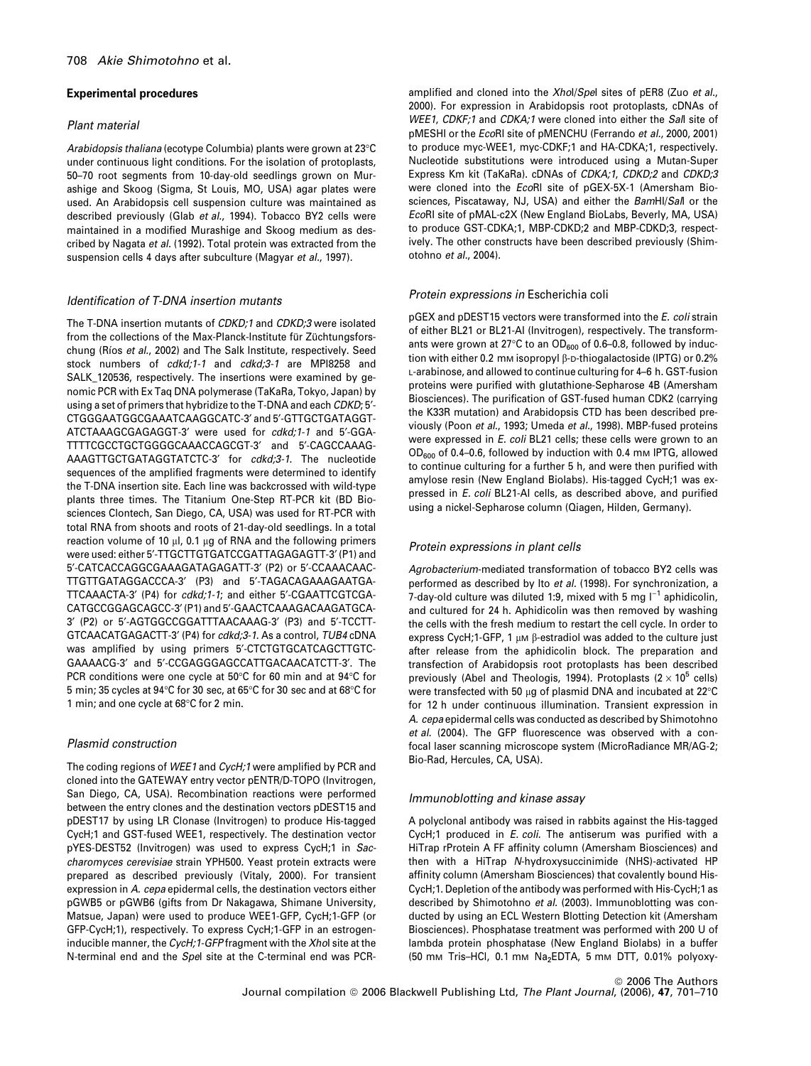## Experimental procedures

### Plant material

*Arabidopsis thaliana* (ecotype Columbia) plants were grown at 23°C under continuous light conditions. For the isolation of protoplasts, 50–70 root segments from 10-day-old seedlings grown on Murashige and Skoog (Sigma, St Louis, MO, USA) agar plates were used. An Arabidopsis cell suspension culture was maintained as described previously (Glab *et al.*, 1994). Tobacco BY2 cells were maintained in a modified Murashige and Skoog medium as described by Nagata *et al.* (1992). Total protein was extracted from the suspension cells 4 days after subculture (Magyar *et al.*, 1997).

### Identification of T-DNA insertion mutants

The T-DNA insertion mutants of *CDKD;1* and *CDKD;3* were isolated from the collections of the Max-Planck-Institute für Züchtungsforschung (Ríos *et al.*, 2002) and The Salk Institute, respectively. Seed stock numbers of *cdkd;1-1* and *cdkd;3-1* are MPI8258 and SALK_120536, respectively. The insertions were examined by genomic PCR with Ex Taq DNA polymerase (TaKaRa, Tokyo, Japan) by using a set of primers that hybridize to the T-DNA and each *CDKD*; 5′-CTGGGAATGGCGAAATCAAGGCATC-3′ and 5′-GTTGCTGATAGGTATCTAAAGCGAGAGGT-3′ were used for *cdkd;1-1* and 5′-GGATTTTCGCCTGCTGGGGCAAACCAGCGT-3′ and 5′-CAGCCAAAGAAAGTTGCTGATAGGTATCTC-3′ for *cdkd;3-1*. The nucleotide sequences of the amplified fragments were determined to identify the T-DNA insertion site. Each line was backcrossed with wild-type plants three times. The Titanium One-Step RT-PCR kit (BD Biosciences Clontech, San Diego, CA, USA) was used for RT-PCR with total RNA from shoots and roots of 21-day-old seedlings. In a total reaction volume of 10 μl, 0.1 μg of RNA and the following primers were used: either 5′-TTGCTTGTGATCCGATTAGAGAGTT-3′ (P1) and 5′-CATCACCAGGCGAAAGATAGAGATT-3′ (P2) or 5′-CCAAACAACTTGTTGATAGGACCCA-3′ (P3) and 5′-TAGACAGAAAGAATGATTCAAACTA-3′ (P4) for *cdkd;1-1*; and either 5′-CGAATTCGTCGACATGCCGGAGCAGCC-3′ (P1) and 5′-GAACTCAAAGACAAGATGCA-3′ (P2) or 5′-AGTGGCCGGATTTAACAAAG-3′ (P3) and 5′-TCCTTGTCAACATGAGACTT-3′ (P4) for *cdkd;3-1*. As a control, *TUB4* cDNA was amplified by using primers 5′-CTCTGTGCATCAGCTTGTCGAAAACG-3′ and 5′-CCGAGGGAGCCATTGACAACATCTT-3′. The PCR conditions were one cycle at 50°C for 60 min and at 94°C for 5 min; 35 cycles at 94°C for 30 sec, at 65°C for 30 sec and at 68°C for 1 min; and one cycle at 68°C for 2 min.

### Plasmid construction

The coding regions of *WEE1* and *CycH;1* were amplified by PCR and cloned into the GATEWAY entry vector pENTR/D-TOPO (Invitrogen, San Diego, CA, USA). Recombination reactions were performed between the entry clones and the destination vectors pDEST15 and pDEST17 by using LR Clonase (Invitrogen) to produce His-tagged CycH;1 and GST-fused WEE1, respectively. The destination vector pYES-DEST52 (Invitrogen) was used to express CycH;1 in *Saccharomyces cerevisiae* strain YPH500. Yeast protein extracts were prepared as described previously (Vitaly, 2000). For transient expression in *A. cepa* epidermal cells, the destination vectors either pGWB5 or pGWB6 (gifts from Dr Nakagawa, Shimane University, Matsue, Japan) were used to produce WEE1-GFP, CycH;1-GFP (or GFP-CycH;1), respectively. To express CycH;1-GFP in an estrogen-inducible manner, the *CycH;1-GFP* fragment with the *Xho*I site at the N-terminal end and the *Spe*I site at the C-terminal end was PCR-amplified and cloned into the *Xho*I/*Spe*I sites of pER8 (Zuo *et al.*, 2000). For expression in Arabidopsis root protoplasts, cDNAs of *WEE1*, *CDKF;1* and *CDKA;1* were cloned into either the *Sal*I site of pMESHI or the *Eco*RI site of pMENCHU (Ferrando *et al.*, 2000, 2001) to produce myc-WEE1, myc-CDKF;1 and HA-CDKA;1, respectively. Nucleotide substitutions were introduced using a Mutan-Super Express Km kit (TaKaRa). cDNAs of *CDKA;1*, *CDKD;2* and *CDKD;3* were cloned into the *Eco*RI site of pGEX-5X-1 (Amersham Biosciences, Piscataway, NJ, USA) and either the *Bam*HI/*Sal*I or the *Eco*RI site of pMAL-c2X (New England BioLabs, Beverly, MA, USA) to produce GST-CDKA;1, MBP-CDKD;2 and MBP-CDKD;3, respectively. The other constructs have been described previously (Shimotohno *et al.*, 2004).

### Protein expressions in *Escherichia coli*

pGEX and pDEST15 vectors were transformed into the *E. coli* strain of either BL21 or BL21-AI (Invitrogen), respectively. The transformants were grown at 27°C to an $OD_{600}$ of 0.6–0.8, followed by induction with either 0.2 mM isopropyl β-D-thiogalactoside (IPTG) or 0.2% L-arabinose, and allowed to continue culturing for 4–6 h. GST-fusion proteins were purified with glutathione-Sepharose 4B (Amersham Biosciences). The purification of GST-fused human CDK2 (carrying the K33R mutation) and Arabidopsis CTD has been described previously (Poon *et al.*, 1993; Umeda *et al.*, 1998). MBP-fused proteins were expressed in *E. coli* BL21 cells; these cells were grown to an $OD_{600}$ of 0.4–0.6, followed by induction with 0.4 mM IPTG, allowed to continue culturing for a further 5 h, and were then purified with amylose resin (New England Biolabs). His-tagged CycH;1 was expressed in *E. coli* BL21-AI cells, as described above, and purified using a nickel-Sepharose column (Qiagen, Hilden, Germany).

### Protein expressions in plant cells

*Agrobacterium*-mediated transformation of tobacco BY2 cells was performed as described by Ito *et al.* (1998). For synchronization, a 7-day-old culture was diluted 1:9, mixed with 5 mg $l^{-1}$ aphidicolin, and cultured for 24 h. Aphidicolin was then removed by washing the cells with the fresh medium to restart the cell cycle. In order to express CycH;1-GFP, 1 μM β-estradiol was added to the culture just after release from the aphidicolin block. The preparation and transfection of Arabidopsis root protoplasts has been described previously (Abel and Theologis, 1994). Protoplasts ($2 \times 10^5$ cells) were transfected with 50 μg of plasmid DNA and incubated at 22°C for 12 h under continuous illumination. Transient expression in *A. cepa* epidermal cells was conducted as described by Shimotohno *et al.* (2004). The GFP fluorescence was observed with a confocal laser scanning microscope system (MicroRadiance MR/AG-2; Bio-Rad, Hercules, CA, USA).

### Immunoblotting and kinase assay

A polyclonal antibody was raised in rabbits against the His-tagged CycH;1 produced in *E. coli*. The antiserum was purified with a HiTrap rProtein A FF affinity column (Amersham Biosciences) and then with a HiTrap *N*-hydroxysuccinimide (NHS)-activated HP affinity column (Amersham Biosciences) that covalently bound His-CycH;1. Depletion of the antibody was performed with His-CycH;1 as described by Shimotohno *et al.* (2003). Immunoblotting was conducted by using an ECL Western Blotting Detection kit (Amersham Biosciences). Phosphatase treatment was performed with 200 U of lambda protein phosphatase (New England Biolabs) in a buffer (50 mM Tris–HCl, 0.1 mM $Na_2EDTA$, 5 mM DTT, 0.01% polyoxy-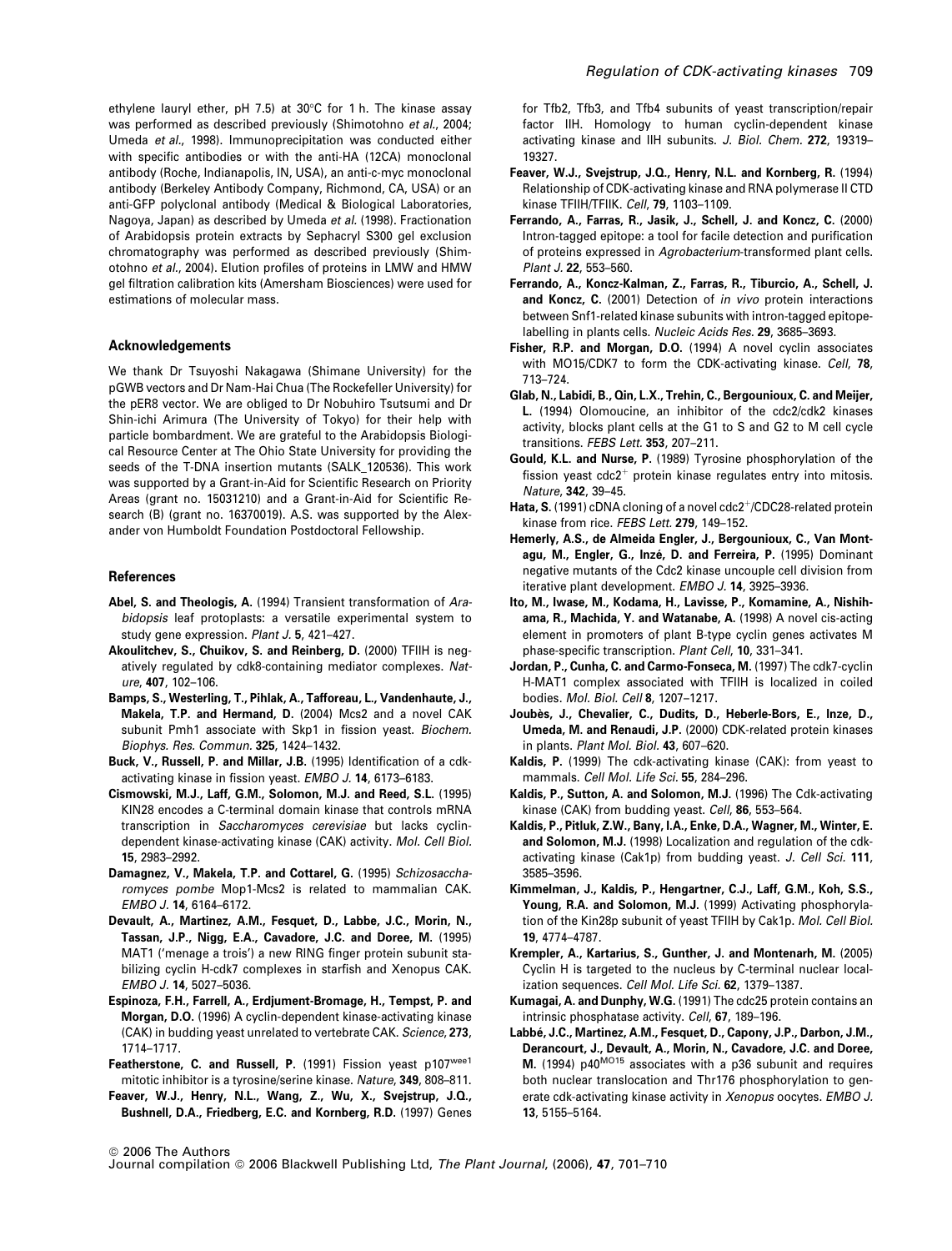ethylene lauryl ether, pH 7.5) at 30°C for 1 h. The kinase assay was performed as described previously (Shimotohno *et al.*, 2004; Umeda *et al.*, 1998). Immunoprecipitation was conducted either with specific antibodies or with the anti-HA (12CA) monoclonal antibody (Roche, Indianapolis, IN, USA), an anti-c-myc monoclonal antibody (Berkeley Antibody Company, Richmond, CA, USA) or an anti-GFP polyclonal antibody (Medical & Biological Laboratories, Nagoya, Japan) as described by Umeda *et al.* (1998). Fractionation of Arabidopsis protein extracts by Sephacryl S300 gel exclusion chromatography was performed as described previously (Shimotohno *et al.*, 2004). Elution profiles of proteins in LMW and HMW gel filtration calibration kits (Amersham Biosciences) were used for estimations of molecular mass.

## Acknowledgements

We thank Dr Tsuyoshi Nakagawa (Shimane University) for the pGWB vectors and Dr Nam-Hai Chua (The Rockefeller University) for the pER8 vector. We are obliged to Dr Nobuhiro Tsutsumi and Dr Shin-ichi Arimura (The University of Tokyo) for their help with particle bombardment. We are grateful to the Arabidopsis Biological Resource Center at The Ohio State University for providing the seeds of the T-DNA insertion mutants (SALK_120536). This work was supported by a Grant-in-Aid for Scientific Research on Priority Areas (grant no. 15031210) and a Grant-in-Aid for Scientific Research (B) (grant no. 16370019). A.S. was supported by the Alexander von Humboldt Foundation Postdoctoral Fellowship.

## References

**Abel, S. and Theologis, A.** (1994) Transient transformation of *Arabidopsis* leaf protoplasts: a versatile experimental system to study gene expression. *Plant J.* **5**, 421–427.

**Akoulitchev, S., Chuikov, S. and Reinberg, D.** (2000) TFIIH is negatively regulated by cdk8-containing mediator complexes. *Nature*, **407**, 102–106.

**Bamps, S., Westerling, T., Pihlak, A., Tafforeau, L., Vandenhaute, J., Makela, T.P. and Hermand, D.** (2004) Mcs2 and a novel CAK subunit Pmh1 associate with Skp1 in fission yeast. *Biochem. Biophys. Res. Commun.* **325**, 1424–1432.

**Buck, V., Russell, P. and Millar, J.B.** (1995) Identification of a cdk-activating kinase in fission yeast. *EMBO J.* **14**, 6173–6183.

**Cismowski, M.J., Laff, G.M., Solomon, M.J. and Reed, S.L.** (1995) KIN28 encodes a C-terminal domain kinase that controls mRNA transcription in *Saccharomyces cerevisiae* but lacks cyclin-dependent kinase-activating kinase (CAK) activity. *Mol. Cell Biol.* **15**, 2983–2992.

**Damagnez, V., Makela, T.P. and Cottarel, G.** (1995) *Schizosaccharomyces pombe* Mop1-Mcs2 is related to mammalian CAK. *EMBO J.* **14**, 6164–6172.

**Devault, A., Martinez, A.M., Fesquet, D., Labbe, J.C., Morin, N., Tassan, J.P., Nigg, E.A., Cavadore, J.C. and Doree, M.** (1995) MAT1 ('menage a trois') a new RING finger protein subunit stabilizing cyclin H-cdk7 complexes in starfish and Xenopus CAK. *EMBO J.* **14**, 5027–5036.

**Espinoza, F.H., Farrell, A., Erdjument-Bromage, H., Tempst, P. and Morgan, D.O.** (1996) A cyclin-dependent kinase-activating kinase (CAK) in budding yeast unrelated to vertebrate CAK. *Science*, **273**, 1714–1717.

**Featherstone, C. and Russell, P.** (1991) Fission yeast p107[wee1] mitotic inhibitor is a tyrosine/serine kinase. *Nature*, **349**, 808–811.

**Feaver, W.J., Henry, N.L., Wang, Z., Wu, X., Svejstrup, J.Q., Bushnell, D.A., Friedberg, E.C. and Kornberg, R.D.** (1997) Genes for Tfb2, Tfb3, and Tfb4 subunits of yeast transcription/repair factor IIH. Homology to human cyclin-dependent kinase activating kinase and IIH subunits. *J. Biol. Chem.* **272**, 19319–19327.

**Feaver, W.J., Svejstrup, J.Q., Henry, N.L. and Kornberg, R.** (1994) Relationship of CDK-activating kinase and RNA polymerase II CTD kinase TFIIH/TFIIK. *Cell*, **79**, 1103–1109.

**Ferrando, A., Farras, R., Jasik, J., Schell, J. and Koncz, C.** (2000) Intron-tagged epitope: a tool for facile detection and purification of proteins expressed in *Agrobacterium*-transformed plant cells. *Plant J.* **22**, 553–560.

**Ferrando, A., Koncz-Kalman, Z., Farras, R., Tiburcio, A., Schell, J. and Koncz, C.** (2001) Detection of *in vivo* protein interactions between Snf1-related kinase subunits with intron-tagged epitope-labelling in plants cells. *Nucleic Acids Res.* **29**, 3685–3693.

**Fisher, R.P. and Morgan, D.O.** (1994) A novel cyclin associates with MO15/CDK7 to form the CDK-activating kinase. *Cell*, **78**, 713–724.

**Glab, N., Labidi, B., Qin, L.X., Trehin, C., Bergounioux, C. and Meijer, L.** (1994) Olomoucine, an inhibitor of the cdc2/cdk2 kinases activity, blocks plant cells at the G1 to S and G2 to M cell cycle transitions. *FEBS Lett.* **353**, 207–211.

**Gould, K.L. and Nurse, P.** (1989) Tyrosine phosphorylation of the fission yeast cdc2$^{+}$ protein kinase regulates entry into mitosis. *Nature*, **342**, 39–45.

**Hata, S.** (1991) cDNA cloning of a novel cdc2$^{+}$/CDC28-related protein kinase from rice. *FEBS Lett.* **279**, 149–152.

**Hemerly, A.S., de Almeida Engler, J., Bergounioux, C., Van Montagu, M., Engler, G., Inzé, D. and Ferreira, P.** (1995) Dominant negative mutants of the Cdc2 kinase uncouple cell division from iterative plant development. *EMBO J.* **14**, 3925–3936.

**Ito, M., Iwase, M., Kodama, H., Lavisse, P., Komamine, A., Nishihama, R., Machida, Y. and Watanabe, A.** (1998) A novel cis-acting element in promoters of plant B-type cyclin genes activates M phase-specific transcription. *Plant Cell*, **10**, 331–341.

**Jordan, P., Cunha, C. and Carmo-Fonseca, M.** (1997) The cdk7-cyclin H-MAT1 complex associated with TFIIH is localized in coiled bodies. *Mol. Biol. Cell* **8**, 1207–1217.

**Joubès, J., Chevalier, C., Dudits, D., Heberle-Bors, E., Inze, D., Umeda, M. and Renaudi, J.P.** (2000) CDK-related protein kinases in plants. *Plant Mol. Biol.* **43**, 607–620.

**Kaldis, P.** (1999) The cdk-activating kinase (CAK): from yeast to mammals. *Cell Mol. Life Sci.* **55**, 284–296.

**Kaldis, P., Sutton, A. and Solomon, M.J.** (1996) The Cdk-activating kinase (CAK) from budding yeast. *Cell*, **86**, 553–564.

**Kaldis, P., Pitluk, Z.W., Bany, I.A., Enke, D.A., Wagner, M., Winter, E. and Solomon, M.J.** (1998) Localization and regulation of the cdk-activating kinase (Cak1p) from budding yeast. *J. Cell Sci.* **111**, 3585–3596.

**Kimmelman, J., Kaldis, P., Hengartner, C.J., Laff, G.M., Koh, S.S., Young, R.A. and Solomon, M.J.** (1999) Activating phosphorylation of the Kin28p subunit of yeast TFIIH by Cak1p. *Mol. Cell Biol.* **19**, 4774–4787.

**Krempler, A., Kartarius, S., Gunther, J. and Montenarh, M.** (2005) Cyclin H is targeted to the nucleus by C-terminal nuclear localization sequences. *Cell Mol. Life Sci.* **62**, 1379–1387.

**Kumagai, A. and Dunphy, W.G.** (1991) The cdc25 protein contains an intrinsic phosphatase activity. *Cell*, **67**, 189–196.

**Labbé, J.C., Martinez, A.M., Fesquet, D., Capony, J.P., Darbon, J.M., Derancourt, J., Devault, A., Morin, N., Cavadore, J.C. and Doree, M.** (1994) p40[MO15] associates with a p36 subunit and requires both nuclear translocation and Thr176 phosphorylation to generate cdk-activating kinase activity in *Xenopus* oocytes. *EMBO J.* **13**, 5155–5164.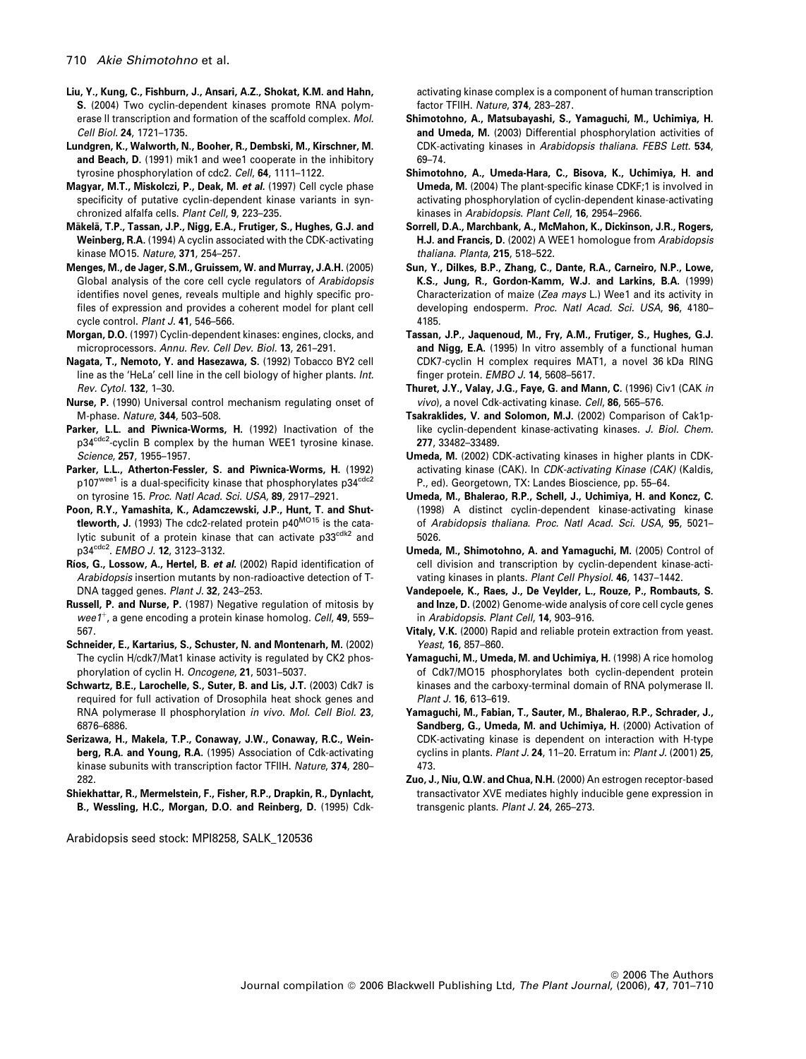**Liu, Y., Kung, C., Fishburn, J., Ansari, A.Z., Shokat, K.M. and Hahn, S.** (2004) Two cyclin-dependent kinases promote RNA polymerase II transcription and formation of the scaffold complex. *Mol. Cell Biol.* **24**, 1721–1735.

**Lundgren, K., Walworth, N., Booher, R., Dembski, M., Kirschner, M. and Beach, D.** (1991) mik1 and wee1 cooperate in the inhibitory tyrosine phosphorylation of cdc2. *Cell*, **64**, 1111–1122.

**Magyar, M.T., Miskolczi, P., Deak, M. *et al.*** (1997) Cell cycle phase specificity of putative cyclin-dependent kinase variants in synchronized alfalfa cells. *Plant Cell*, **9**, 223–235.

**Mäkelä, T.P., Tassan, J.P., Nigg, E.A., Frutiger, S., Hughes, G.J. and Weinberg, R.A.** (1994) A cyclin associated with the CDK-activating kinase MO15. *Nature*, **371**, 254–257.

**Menges, M., de Jager, S.M., Gruissem, W. and Murray, J.A.H.** (2005) Global analysis of the core cell cycle regulators of *Arabidopsis* identifies novel genes, reveals multiple and highly specific profiles of expression and provides a coherent model for plant cell cycle control. *Plant J.* **41**, 546–566.

**Morgan, D.O.** (1997) Cyclin-dependent kinases: engines, clocks, and microprocessors. *Annu. Rev. Cell Dev. Biol.* **13**, 261–291.

**Nagata, T., Nemoto, Y. and Hasezawa, S.** (1992) Tobacco BY2 cell line as the 'HeLa' cell line in the cell biology of higher plants. *Int. Rev. Cytol.* **132**, 1–30.

**Nurse, P.** (1990) Universal control mechanism regulating onset of M-phase. *Nature*, **344**, 503–508.

**Parker, L.L. and Piwnica-Worms, H.** (1992) Inactivation of the $p34^{cdc2}$-cyclin B complex by the human WEE1 tyrosine kinase. *Science*, **257**, 1955–1957.

**Parker, L.L., Atherton-Fessler, S. and Piwnica-Worms, H.** (1992) $p107^{wee1}$ is a dual-specificity kinase that phosphorylates $p34^{cdc2}$ on tyrosine 15. *Proc. Natl Acad. Sci. USA*, **89**, 2917–2921.

**Poon, R.Y., Yamashita, K., Adamczewski, J.P., Hunt, T. and Shuttleworth, J.** (1993) The cdc2-related protein $p40^{MO15}$ is the catalytic subunit of a protein kinase that can activate $p33^{cdk2}$ and $p34^{cdc2}$. *EMBO J.* **12**, 3123–3132.

**Ríos, G., Lossow, A., Hertel, B. *et al.*** (2002) Rapid identification of *Arabidopsis* insertion mutants by non-radioactive detection of T-DNA tagged genes. *Plant J.* **32**, 243–253.

**Russell, P. and Nurse, P.** (1987) Negative regulation of mitosis by *wee1*$^{+}$, a gene encoding a protein kinase homolog. *Cell*, **49**, 559–567.

**Schneider, E., Kartarius, S., Schuster, N. and Montenarh, M.** (2002) The cyclin H/cdk7/Mat1 kinase activity is regulated by CK2 phosphorylation of cyclin H. *Oncogene*, **21**, 5031–5037.

**Schwartz, B.E., Larochelle, S., Suter, B. and Lis, J.T.** (2003) Cdk7 is required for full activation of Drosophila heat shock genes and RNA polymerase II phosphorylation *in vivo*. *Mol. Cell Biol.* **23**, 6876–6886.

**Serizawa, H., Makela, T.P., Conaway, J.W., Conaway, R.C., Weinberg, R.A. and Young, R.A.** (1995) Association of Cdk-activating kinase subunits with transcription factor TFIIH. *Nature*, **374**, 280–282.

**Shiekhattar, R., Mermelstein, F., Fisher, R.P., Drapkin, R., Dynlacht, B., Wessling, H.C., Morgan, D.O. and Reinberg, D.** (1995) Cdk-activating kinase complex is a component of human transcription factor TFIIH. *Nature*, **374**, 283–287.

**Shimotohno, A., Matsubayashi, S., Yamaguchi, M., Uchimiya, H. and Umeda, M.** (2003) Differential phosphorylation activities of CDK-activating kinases in *Arabidopsis thaliana*. *FEBS Lett.* **534**, 69–74.

**Shimotohno, A., Umeda-Hara, C., Bisova, K., Uchimiya, H. and Umeda, M.** (2004) The plant-specific kinase CDKF;1 is involved in activating phosphorylation of cyclin-dependent kinase-activating kinases in *Arabidopsis*. *Plant Cell*, **16**, 2954–2966.

**Sorrell, D.A., Marchbank, A., McMahon, K., Dickinson, J.R., Rogers, H.J. and Francis, D.** (2002) A WEE1 homologue from *Arabidopsis thaliana*. *Planta*, **215**, 518–522.

**Sun, Y., Dilkes, B.P., Zhang, C., Dante, R.A., Carneiro, N.P., Lowe, K.S., Jung, R., Gordon-Kamm, W.J. and Larkins, B.A.** (1999) Characterization of maize (*Zea mays* L.) Wee1 and its activity in developing endosperm. *Proc. Natl Acad. Sci. USA*, **96**, 4180–4185.

**Tassan, J.P., Jaquenoud, M., Fry, A.M., Frutiger, S., Hughes, G.J. and Nigg, E.A.** (1995) In vitro assembly of a functional human CDK7-cyclin H complex requires MAT1, a novel 36 kDa RING finger protein. *EMBO J.* **14**, 5608–5617.

**Thuret, J.Y., Valay, J.G., Faye, G. and Mann, C.** (1996) Civ1 (CAK *in vivo*), a novel Cdk-activating kinase. *Cell*, **86**, 565–576.

**Tsakraklides, V. and Solomon, M.J.** (2002) Comparison of Cak1p-like cyclin-dependent kinase-activating kinases. *J. Biol. Chem.* **277**, 33482–33489.

**Umeda, M.** (2002) CDK-activating kinases in higher plants in CDK-activating kinase (CAK). In *CDK-activating Kinase (CAK)* (Kaldis, P., ed). Georgetown, TX: Landes Bioscience, pp. 55–64.

**Umeda, M., Bhalerao, R.P., Schell, J., Uchimiya, H. and Koncz, C.** (1998) A distinct cyclin-dependent kinase-activating kinase of *Arabidopsis thaliana*. *Proc. Natl Acad. Sci. USA*, **95**, 5021–5026.

**Umeda, M., Shimotohno, A. and Yamaguchi, M.** (2005) Control of cell division and transcription by cyclin-dependent kinase-activating kinases in plants. *Plant Cell Physiol.* **46**, 1437–1442.

**Vandepoele, K., Raes, J., De Veylder, L., Rouze, P., Rombauts, S. and Inze, D.** (2002) Genome-wide analysis of core cell cycle genes in *Arabidopsis*. *Plant Cell*, **14**, 903–916.

**Vitaly, V.K.** (2000) Rapid and reliable protein extraction from yeast. *Yeast*, **16**, 857–860.

**Yamaguchi, M., Umeda, M. and Uchimiya, H.** (1998) A rice homolog of Cdk7/MO15 phosphorylates both cyclin-dependent protein kinases and the carboxy-terminal domain of RNA polymerase II. *Plant J.* **16**, 613–619.

**Yamaguchi, M., Fabian, T., Sauter, M., Bhalerao, R.P., Schrader, J., Sandberg, G., Umeda, M. and Uchimiya, H.** (2000) Activation of CDK-activating kinase is dependent on interaction with H-type cyclins in plants. *Plant J.* **24**, 11–20. Erratum in: *Plant J.* (2001) **25**, 473.

**Zuo, J., Niu, Q.W. and Chua, N.H.** (2000) An estrogen receptor-based transactivator XVE mediates highly inducible gene expression in transgenic plants. *Plant J.* **24**, 265–273.

Arabidopsis seed stock: MPI8258, SALK_120536